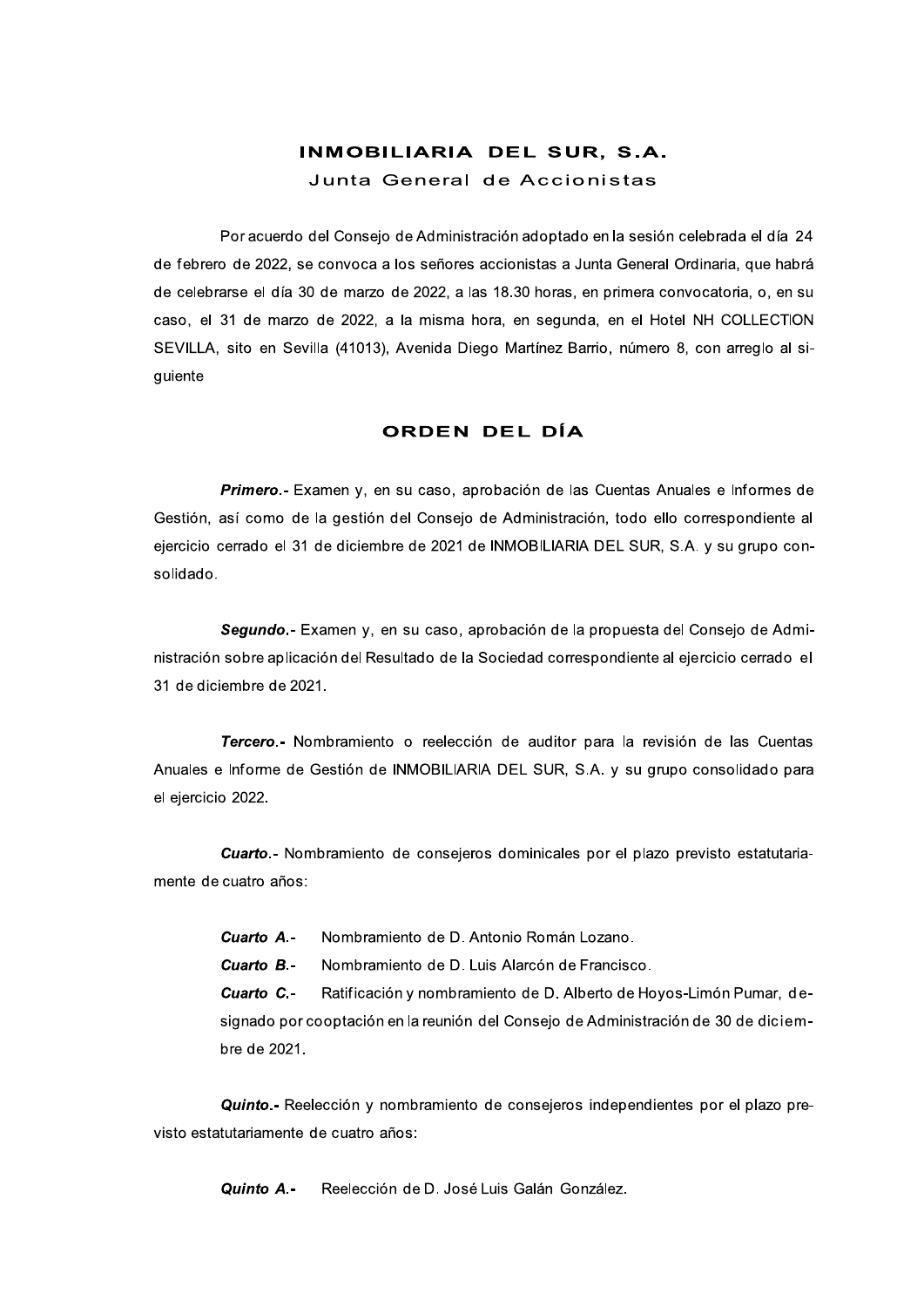# INMOBILIARIA DEL SUR, S.A.

## Junta General de Accionistas

Por acuerdo del Consejo de Administración adoptado en la sesión celebrada el día 24 de febrero de 2022, se convoca a los señores accionistas a Junta General Ordinaria, que habrá de celebrarse el día 30 de marzo de 2022, a las 18.30 horas, en primera convocatoria, o, en su caso, el 31 de marzo de 2022, a la misma hora, en segunda, en el Hotel NH COLLECTION SEVILLA, sito en Sevilla (41013), Avenida Diego Martínez Barrio, número 8, con arreglo al siguiente

## ORDEN DEL DÍA

***Primero***.- Examen y, en su caso, aprobación de las Cuentas Anuales e Informes de Gestión, así como de la gestión del Consejo de Administración, todo ello correspondiente al ejercicio cerrado el 31 de diciembre de 2021 de INMOBILIARIA DEL SUR, S.A. y su grupo consolidado.

***Segundo***.- Examen y, en su caso, aprobación de la propuesta del Consejo de Administración sobre aplicación del Resultado de la Sociedad correspondiente al ejercicio cerrado el 31 de diciembre de 2021.

***Tercero***.- Nombramiento o reelección de auditor para la revisión de las Cuentas Anuales e Informe de Gestión de INMOBILIARIA DEL SUR, S.A. y su grupo consolidado para el ejercicio 2022.

***Cuarto***.- Nombramiento de consejeros dominicales por el plazo previsto estatutariamente de cuatro años:

***Cuarto A***.- Nombramiento de D. Antonio Román Lozano.

***Cuarto B***.- Nombramiento de D. Luis Alarcón de Francisco.

***Cuarto C***.- Ratificación y nombramiento de D. Alberto de Hoyos-Limón Pumar, designado por cooptación en la reunión del Consejo de Administración de 30 de diciembre de 2021.

***Quinto***.- Reelección y nombramiento de consejeros independientes por el plazo previsto estatutariamente de cuatro años:

***Quinto A***.- Reelección de D. José Luis Galán González.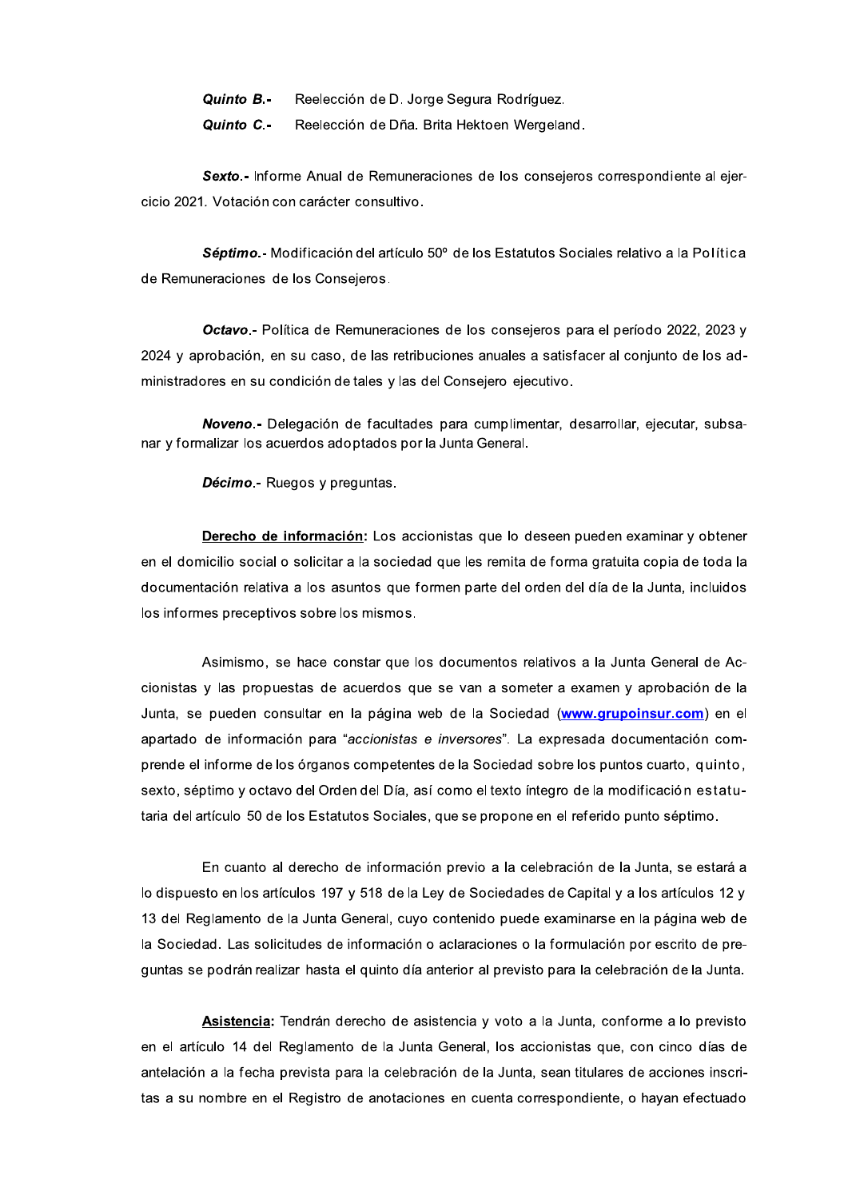***Quinto B.-*** Reelección de D. Jorge Segura Rodríguez.

***Quinto C.-*** Reelección de Dña. Brita Hektoen Wergeland.

***Sexto.-*** Informe Anual de Remuneraciones de los consejeros correspondiente al ejercicio 2021. Votación con carácter consultivo.

***Séptimo.***- Modificación del artículo 50º de los Estatutos Sociales relativo a la Política de Remuneraciones de los Consejeros.

***Octavo***.- Política de Remuneraciones de los consejeros para el período 2022, 2023 y 2024 y aprobación, en su caso, de las retribuciones anuales a satisfacer al conjunto de los administradores en su condición de tales y las del Consejero ejecutivo.

***Noveno.-*** Delegación de facultades para cumplimentar, desarrollar, ejecutar, subsanar y formalizar los acuerdos adoptados por la Junta General.

***Décimo***.- Ruegos y preguntas.

**Derecho de información:** Los accionistas que lo deseen pueden examinar y obtener en el domicilio social o solicitar a la sociedad que les remita de forma gratuita copia de toda la documentación relativa a los asuntos que formen parte del orden del día de la Junta, incluidos los informes preceptivos sobre los mismos.

Asimismo, se hace constar que los documentos relativos a la Junta General de Accionistas y las propuestas de acuerdos que se van a someter a examen y aprobación de la Junta, se pueden consultar en la página web de la Sociedad (**www.grupoinsur.com**) en el apartado de información para "*accionistas e inversores*". La expresada documentación comprende el informe de los órganos competentes de la Sociedad sobre los puntos cuarto, quinto, sexto, séptimo y octavo del Orden del Día, así como el texto íntegro de la modificación estatutaria del artículo 50 de los Estatutos Sociales, que se propone en el referido punto séptimo.

En cuanto al derecho de información previo a la celebración de la Junta, se estará a lo dispuesto en los artículos 197 y 518 de la Ley de Sociedades de Capital y a los artículos 12 y 13 del Reglamento de la Junta General, cuyo contenido puede examinarse en la página web de la Sociedad. Las solicitudes de información o aclaraciones o la formulación por escrito de preguntas se podrán realizar hasta el quinto día anterior al previsto para la celebración de la Junta.

**Asistencia:** Tendrán derecho de asistencia y voto a la Junta, conforme a lo previsto en el artículo 14 del Reglamento de la Junta General, los accionistas que, con cinco días de antelación a la fecha prevista para la celebración de la Junta, sean titulares de acciones inscritas a su nombre en el Registro de anotaciones en cuenta correspondiente, o hayan efectuado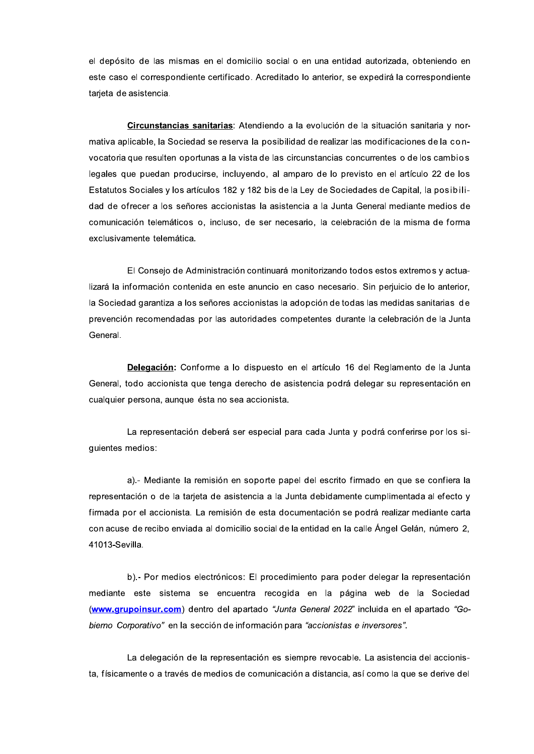el depósito de las mismas en el domicilio social o en una entidad autorizada, obteniendo en este caso el correspondiente certificado. Acreditado lo anterior, se expedirá la correspondiente tarjeta de asistencia.

**Circunstancias sanitarias**: Atendiendo a la evolución de la situación sanitaria y normativa aplicable, la Sociedad se reserva la posibilidad de realizar las modificaciones de la convocatoria que resulten oportunas a la vista de las circunstancias concurrentes o de los cambios legales que puedan producirse, incluyendo, al amparo de lo previsto en el artículo 22 de los Estatutos Sociales y los artículos 182 y 182 bis de la Ley de Sociedades de Capital, la posibilidad de ofrecer a los señores accionistas la asistencia a la Junta General mediante medios de comunicación telemáticos o, incluso, de ser necesario, la celebración de la misma de forma exclusivamente telemática.

El Consejo de Administración continuará monitorizando todos estos extremos y actualizará la información contenida en este anuncio en caso necesario. Sin perjuicio de lo anterior, la Sociedad garantiza a los señores accionistas la adopción de todas las medidas sanitarias de prevención recomendadas por las autoridades competentes durante la celebración de la Junta General.

**Delegación:** Conforme a lo dispuesto en el artículo 16 del Reglamento de la Junta General, todo accionista que tenga derecho de asistencia podrá delegar su representación en cualquier persona, aunque ésta no sea accionista.

La representación deberá ser especial para cada Junta y podrá conferirse por los siguientes medios:

a).- Mediante la remisión en soporte papel del escrito firmado en que se confiera la representación o de la tarjeta de asistencia a la Junta debidamente cumplimentada al efecto y firmada por el accionista. La remisión de esta documentación se podrá realizar mediante carta con acuse de recibo enviada al domicilio social de la entidad en la calle Ángel Gelán, número 2, 41013-Sevilla.

b).- Por medios electrónicos: El procedimiento para poder delegar la representación mediante este sistema se encuentra recogida en la página web de la Sociedad (**www.grupoinsur.com**) dentro del apartado *"Junta General 2022"* incluida en el apartado *"Gobierno Corporativo"* en la sección de información para *"accionistas e inversores"*.

La delegación de la representación es siempre revocable. La asistencia del accionista, físicamente o a través de medios de comunicación a distancia, así como la que se derive del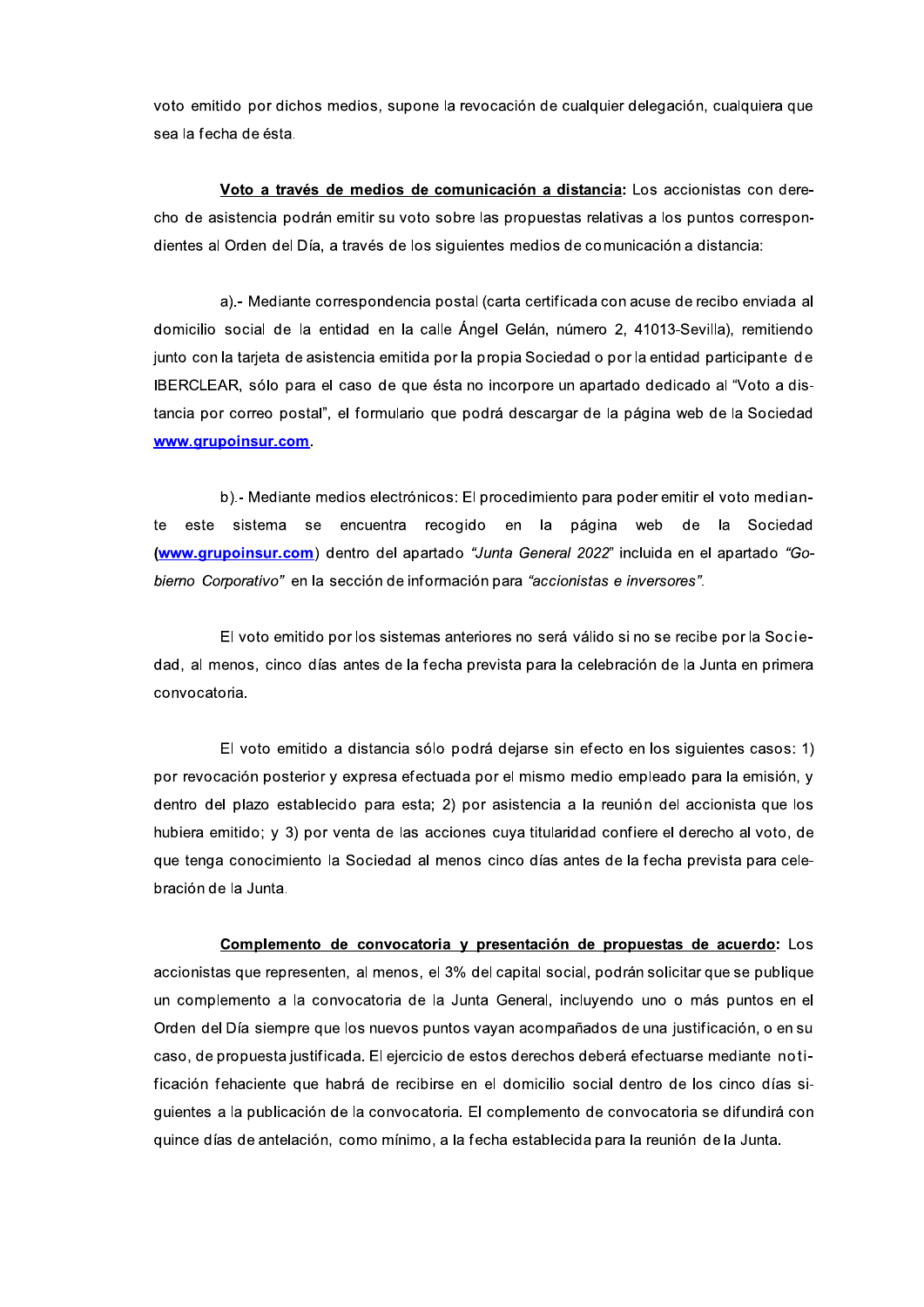voto emitido por dichos medios, supone la revocación de cualquier delegación, cualquiera que sea la fecha de ésta.

**Voto a través de medios de comunicación a distancia:** Los accionistas con derecho de asistencia podrán emitir su voto sobre las propuestas relativas a los puntos correspondientes al Orden del Día, a través de los siguientes medios de comunicación a distancia:

a).- Mediante correspondencia postal (carta certificada con acuse de recibo enviada al domicilio social de la entidad en la calle Ángel Gelán, número 2, 41013-Sevilla), remitiendo junto con la tarjeta de asistencia emitida por la propia Sociedad o por la entidad participante de IBERCLEAR, sólo para el caso de que ésta no incorpore un apartado dedicado al "Voto a distancia por correo postal", el formulario que podrá descargar de la página web de la Sociedad **www.grupoinsur.com**.

b).- Mediante medios electrónicos: El procedimiento para poder emitir el voto mediante este sistema se encuentra recogido en la página web de la Sociedad (**www.grupoinsur.com**) dentro del apartado *"Junta General 2022"* incluida en el apartado *"Gobierno Corporativo"* en la sección de información para *"accionistas e inversores"*.

El voto emitido por los sistemas anteriores no será válido si no se recibe por la Sociedad, al menos, cinco días antes de la fecha prevista para la celebración de la Junta en primera convocatoria.

El voto emitido a distancia sólo podrá dejarse sin efecto en los siguientes casos: 1) por revocación posterior y expresa efectuada por el mismo medio empleado para la emisión, y dentro del plazo establecido para esta; 2) por asistencia a la reunión del accionista que los hubiera emitido; y 3) por venta de las acciones cuya titularidad confiere el derecho al voto, de que tenga conocimiento la Sociedad al menos cinco días antes de la fecha prevista para celebración de la Junta.

**Complemento de convocatoria y presentación de propuestas de acuerdo:** Los accionistas que representen, al menos, el 3% del capital social, podrán solicitar que se publique un complemento a la convocatoria de la Junta General, incluyendo uno o más puntos en el Orden del Día siempre que los nuevos puntos vayan acompañados de una justificación, o en su caso, de propuesta justificada. El ejercicio de estos derechos deberá efectuarse mediante notificación fehaciente que habrá de recibirse en el domicilio social dentro de los cinco días siguientes a la publicación de la convocatoria. El complemento de convocatoria se difundirá con quince días de antelación, como mínimo, a la fecha establecida para la reunión de la Junta.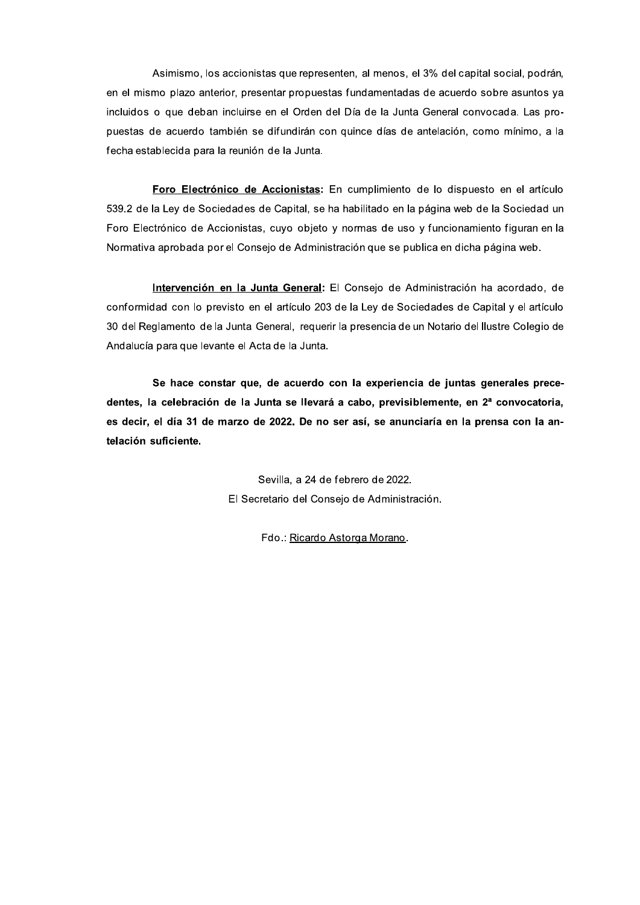Asimismo, los accionistas que representen, al menos, el 3% del capital social, podrán, en el mismo plazo anterior, presentar propuestas fundamentadas de acuerdo sobre asuntos ya incluidos o que deban incluirse en el Orden del Día de la Junta General convocada. Las propuestas de acuerdo también se difundirán con quince días de antelación, como mínimo, a la fecha establecida para la reunión de la Junta.

**<u>Foro Electrónico de Accionistas</u>:** En cumplimiento de lo dispuesto en el artículo 539.2 de la Ley de Sociedades de Capital, se ha habilitado en la página web de la Sociedad un Foro Electrónico de Accionistas, cuyo objeto y normas de uso y funcionamiento figuran en la Normativa aprobada por el Consejo de Administración que se publica en dicha página web.

**<u>Intervención en la Junta General</u>:** El Consejo de Administración ha acordado, de conformidad con lo previsto en el artículo 203 de la Ley de Sociedades de Capital y el artículo 30 del Reglamento de la Junta General, requerir la presencia de un Notario del Ilustre Colegio de Andalucía para que levante el Acta de la Junta.

**Se hace constar que, de acuerdo con la experiencia de juntas generales precedentes, la celebración de la Junta se llevará a cabo, previsiblemente, en 2ª convocatoria, es decir, el día 31 de marzo de 2022. De no ser así, se anunciaría en la prensa con la antelación suficiente.**

Sevilla, a 24 de febrero de 2022.
El Secretario del Consejo de Administración.

Fdo.: <u>Ricardo Astorga Morano</u>.